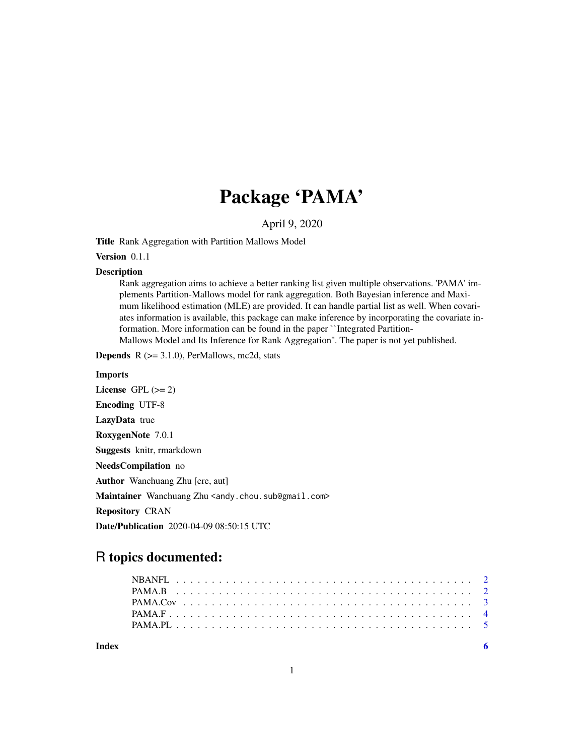# Package 'PAMA'

April 9, 2020

**Title** Rank Aggregation with Partition Mallows Model

**Version** 0.1.1

**Description**
Rank aggregation aims to achieve a better ranking list given multiple observations. 'PAMA' implements Partition-Mallows model for rank aggregation. Both Bayesian inference and Maximum likelihood estimation (MLE) are provided. It can handle partial list as well. When covariates information is available, this package can make inference by incorporating the covariate information. More information can be found in the paper ``Integrated Partition-Mallows Model and Its Inference for Rank Aggregation''. The paper is not yet published.

**Depends** R (>= 3.1.0), PerMallows, mc2d, stats

**Imports**

**License** GPL (>= 2)

**Encoding** UTF-8

**LazyData** true

**RoxygenNote** 7.0.1

**Suggests** knitr, rmarkdown

**NeedsCompilation** no

**Author** Wanchuang Zhu [cre, aut]

**Maintainer** Wanchuang Zhu <andy.chou.sub@gmail.com>

**Repository** CRAN

**Date/Publication** 2020-04-09 08:50:15 UTC

## R topics documented:

- NBANFL . . . . . . . . . . . . . . . . . . . . . . . . . . . . . . . . . . . . . . . . 2
- PAMA.B . . . . . . . . . . . . . . . . . . . . . . . . . . . . . . . . . . . . . . . . 2
- PAMA.Cov . . . . . . . . . . . . . . . . . . . . . . . . . . . . . . . . . . . . . . . 3
- PAMA.F . . . . . . . . . . . . . . . . . . . . . . . . . . . . . . . . . . . . . . . . 4
- PAMA.PL . . . . . . . . . . . . . . . . . . . . . . . . . . . . . . . . . . . . . . . 5

**Index** 6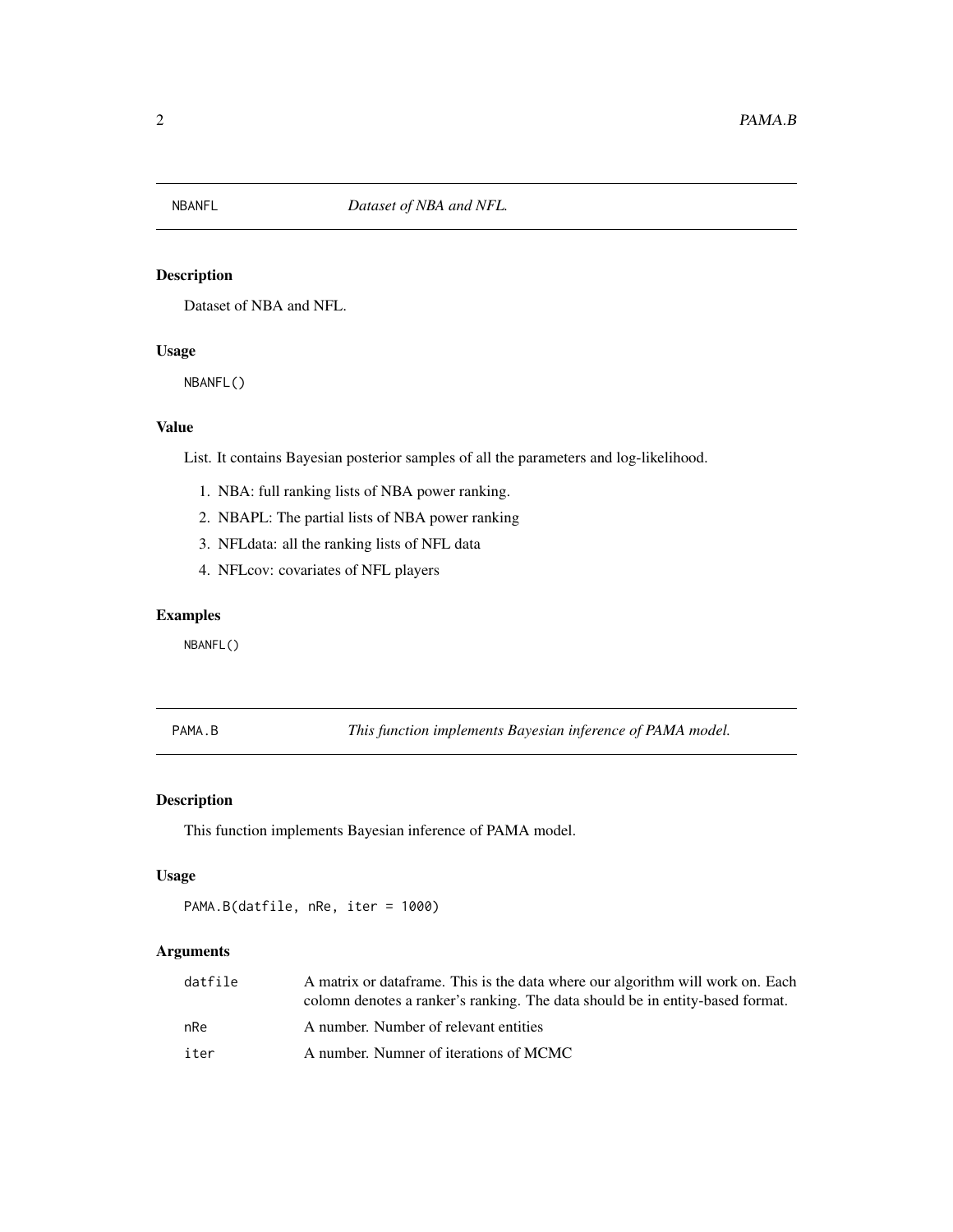## NBANFL — *Dataset of NBA and NFL.*

### Description

Dataset of NBA and NFL.

### Usage

```
NBANFL()
```

### Value

List. It contains Bayesian posterior samples of all the parameters and log-likelihood.

1. NBA: full ranking lists of NBA power ranking.
2. NBAPL: The partial lists of NBA power ranking
3. NFLdata: all the ranking lists of NFL data
4. NFLcov: covariates of NFL players

### Examples

```
NBANFL()
```

## PAMA.B — *This function implements Bayesian inference of PAMA model.*

### Description

This function implements Bayesian inference of PAMA model.

### Usage

```
PAMA.B(datfile, nRe, iter = 1000)
```

### Arguments

| | |
|---|---|
| `datfile` | A matrix or dataframe. This is the data where our algorithm will work on. Each colomn denotes a ranker's ranking. The data should be in entity-based format. |
| `nRe` | A number. Number of relevant entities |
| `iter` | A number. Numner of iterations of MCMC |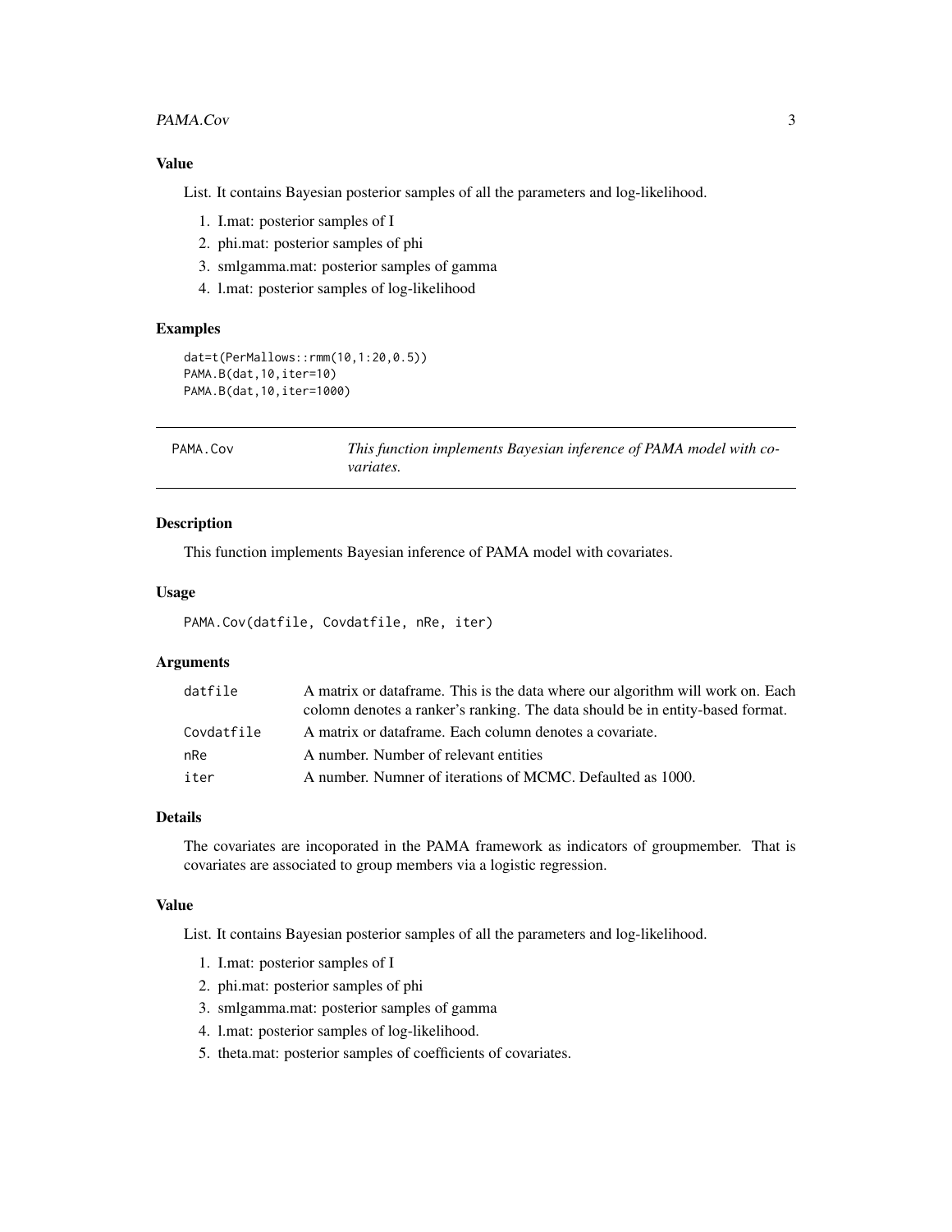### Value

List. It contains Bayesian posterior samples of all the parameters and log-likelihood.

1. I.mat: posterior samples of I
2. phi.mat: posterior samples of phi
3. smlgamma.mat: posterior samples of gamma
4. l.mat: posterior samples of log-likelihood

### Examples

```
dat=t(PerMallows::rmm(10,1:20,0.5))
PAMA.B(dat,10,iter=10)
PAMA.B(dat,10,iter=1000)
```

---

## PAMA.Cov — *This function implements Bayesian inference of PAMA model with covariates.*

---

### Description

This function implements Bayesian inference of PAMA model with covariates.

### Usage

```
PAMA.Cov(datfile, Covdatfile, nRe, iter)
```

### Arguments

| | |
|---|---|
| datfile | A matrix or dataframe. This is the data where our algorithm will work on. Each colomn denotes a ranker's ranking. The data should be in entity-based format. |
| Covdatfile | A matrix or dataframe. Each column denotes a covariate. |
| nRe | A number. Number of relevant entities |
| iter | A number. Numner of iterations of MCMC. Defaulted as 1000. |

### Details

The covariates are incoporated in the PAMA framework as indicators of groupmember. That is covariates are associated to group members via a logistic regression.

### Value

List. It contains Bayesian posterior samples of all the parameters and log-likelihood.

1. I.mat: posterior samples of I
2. phi.mat: posterior samples of phi
3. smlgamma.mat: posterior samples of gamma
4. l.mat: posterior samples of log-likelihood.
5. theta.mat: posterior samples of coefficients of covariates.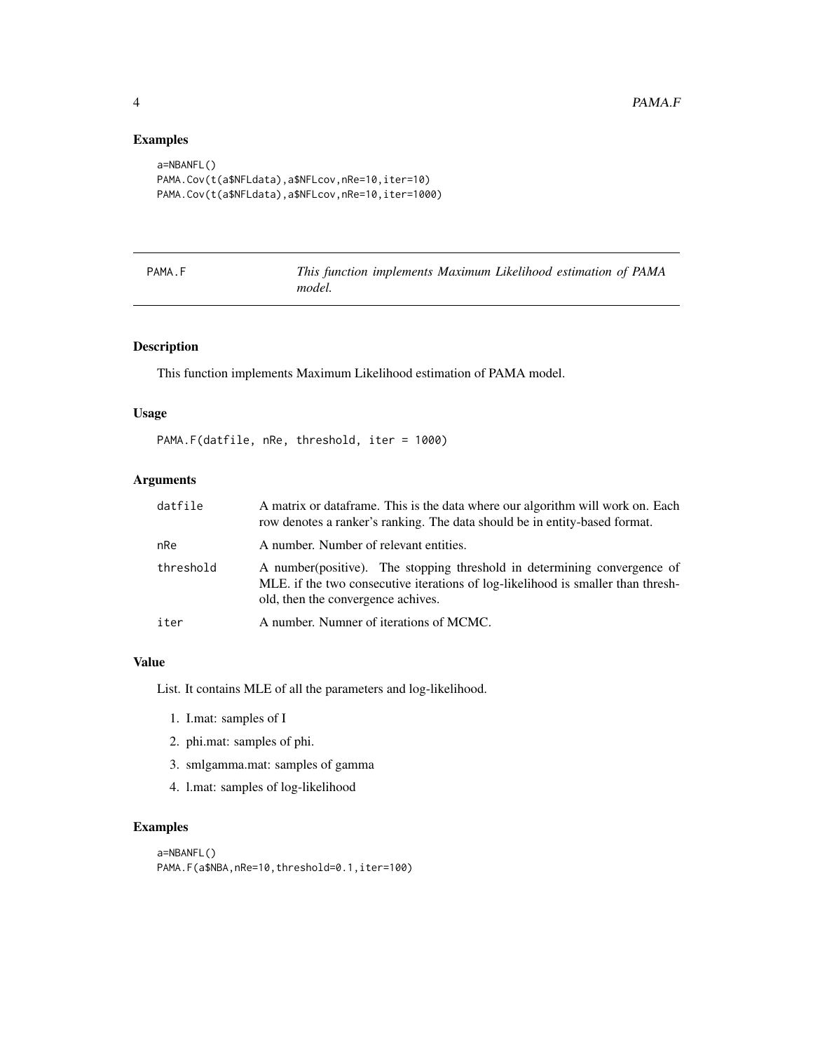## Examples

```
a=NBANFL()
PAMA.Cov(t(a$NFLdata),a$NFLcov,nRe=10,iter=10)
PAMA.Cov(t(a$NFLdata),a$NFLcov,nRe=10,iter=1000)
```

---

# PAMA.F — *This function implements Maximum Likelihood estimation of PAMA model.*

---

## Description

This function implements Maximum Likelihood estimation of PAMA model.

## Usage

```
PAMA.F(datfile, nRe, threshold, iter = 1000)
```

## Arguments

| | |
|---|---|
| datfile | A matrix or dataframe. This is the data where our algorithm will work on. Each row denotes a ranker's ranking. The data should be in entity-based format. |
| nRe | A number. Number of relevant entities. |
| threshold | A number(positive). The stopping threshold in determining convergence of MLE. if the two consecutive iterations of log-likelihood is smaller than threshold, then the convergence achives. |
| iter | A number. Numner of iterations of MCMC. |

## Value

List. It contains MLE of all the parameters and log-likelihood.

1. I.mat: samples of I
2. phi.mat: samples of phi.
3. smlgamma.mat: samples of gamma
4. l.mat: samples of log-likelihood

## Examples

```
a=NBANFL()
PAMA.F(a$NBA,nRe=10,threshold=0.1,iter=100)
```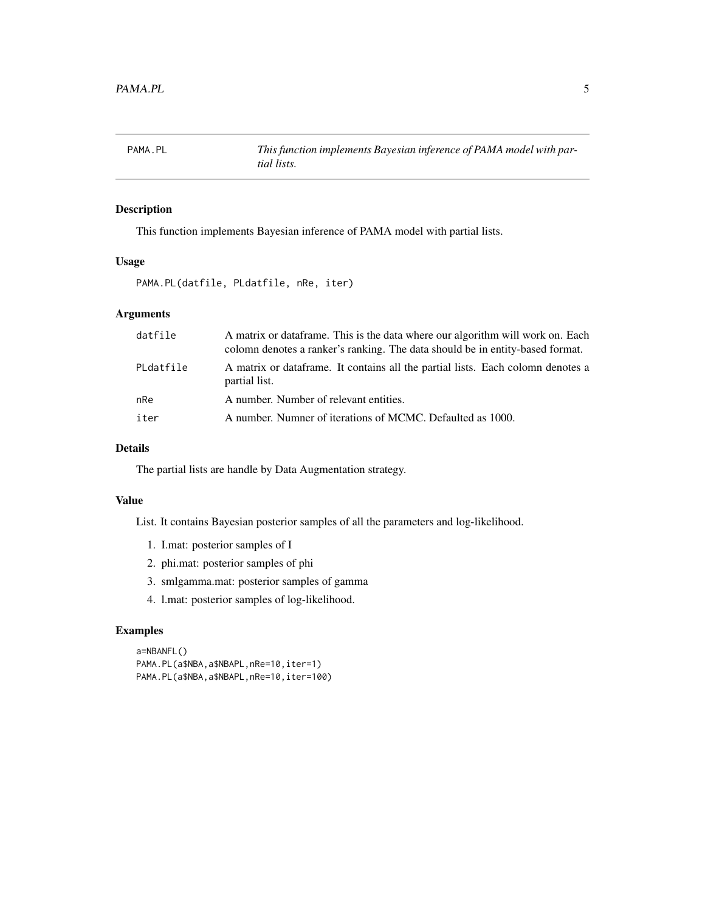## PAMA.PL

*This function implements Bayesian inference of PAMA model with partial lists.*

### Description

This function implements Bayesian inference of PAMA model with partial lists.

### Usage

```
PAMA.PL(datfile, PLdatfile, nRe, iter)
```

### Arguments

| | |
|---|---|
| datfile | A matrix or dataframe. This is the data where our algorithm will work on. Each colomn denotes a ranker's ranking. The data should be in entity-based format. |
| PLdatfile | A matrix or dataframe. It contains all the partial lists. Each colomn denotes a partial list. |
| nRe | A number. Number of relevant entities. |
| iter | A number. Numner of iterations of MCMC. Defaulted as 1000. |

### Details

The partial lists are handle by Data Augmentation strategy.

### Value

List. It contains Bayesian posterior samples of all the parameters and log-likelihood.

1. I.mat: posterior samples of I
2. phi.mat: posterior samples of phi
3. smlgamma.mat: posterior samples of gamma
4. l.mat: posterior samples of log-likelihood.

### Examples

```
a=NBANFL()
PAMA.PL(a$NBA,a$NBAPL,nRe=10,iter=1)
PAMA.PL(a$NBA,a$NBAPL,nRe=10,iter=100)
```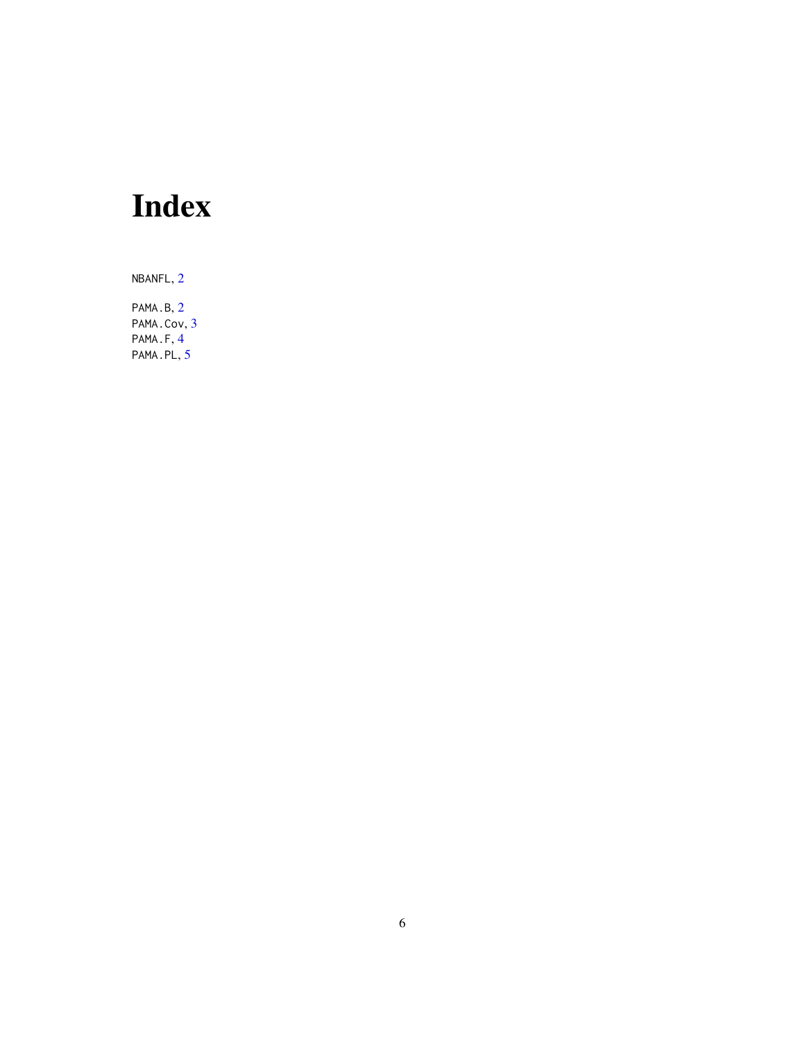# Index

NBANFL, 2

PAMA.B, 2
PAMA.Cov, 3
PAMA.F, 4
PAMA.PL, 5